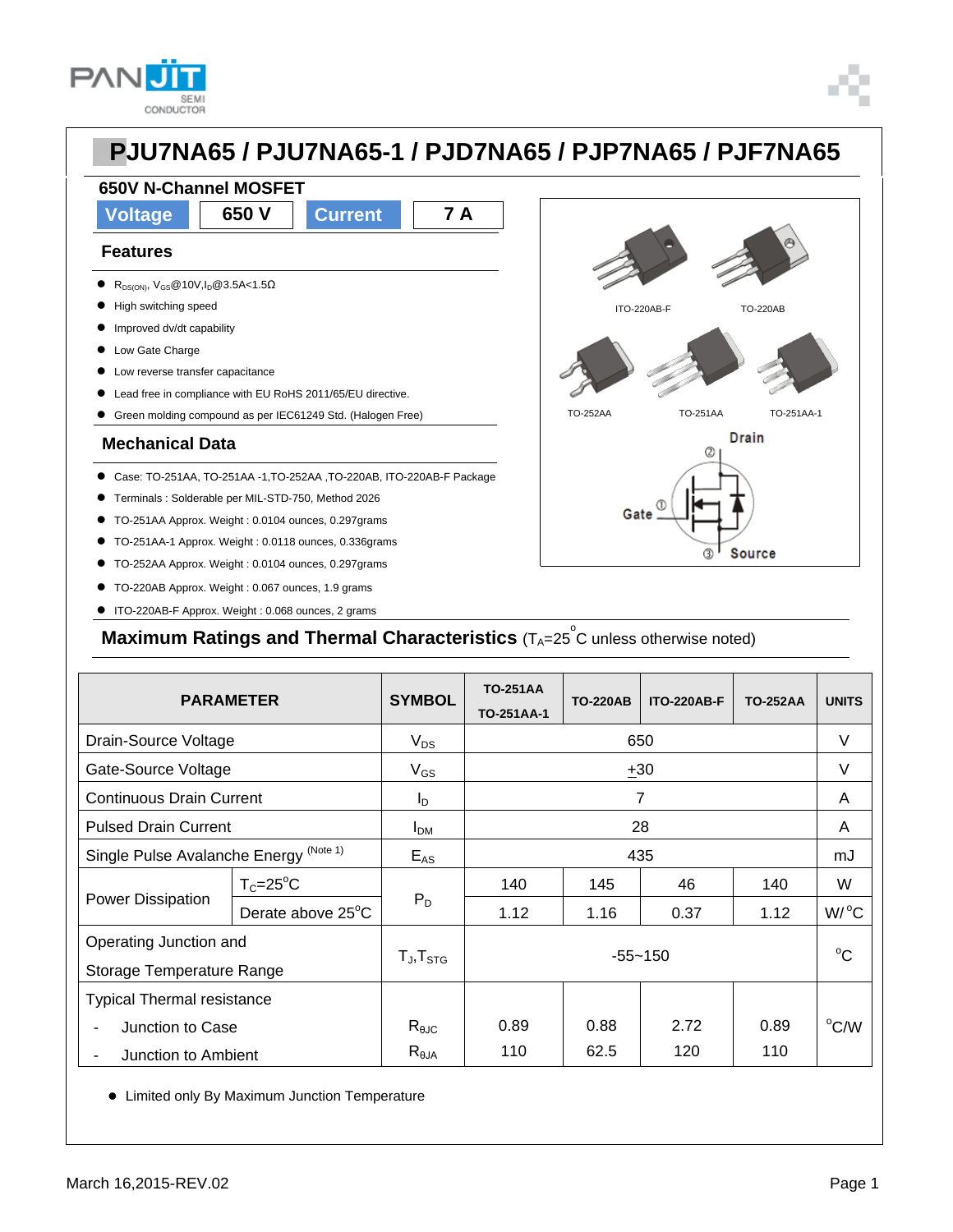# PJU7NA65 / PJU7NA65-1 / PJD7NA65 / PJP7NA65 / PJF7NA65

## 650V N-Channel MOSFET

| Voltage | 650 V | Current | 7 A |
|---|---|---|---|

### Features

- $R_{DS(ON)}$, $V_{GS}$@10V,$I_D$@3.5A<1.5Ω
- High switching speed
- Improved dv/dt capability
- Low Gate Charge
- Low reverse transfer capacitance
- Lead free in compliance with EU RoHS 2011/65/EU directive.
- Green molding compound as per IEC61249 Std. (Halogen Free)

### Mechanical Data

- Case: TO-251AA, TO-251AA -1,TO-252AA ,TO-220AB, ITO-220AB-F Package
- Terminals : Solderable per MIL-STD-750, Method 2026
- TO-251AA Approx. Weight : 0.0104 ounces, 0.297grams
- TO-251AA-1 Approx. Weight : 0.0118 ounces, 0.336grams
- TO-252AA Approx. Weight : 0.0104 ounces, 0.297grams
- TO-220AB Approx. Weight : 0.067 ounces, 1.9 grams
- ITO-220AB-F Approx. Weight : 0.068 ounces, 2 grams

ITO-220AB-F TO-220AB

TO-252AA TO-251AA TO-251AA-1

Drain ② Gate ① Source ③

## Maximum Ratings and Thermal Characteristics ($T_A$=25°C unless otherwise noted)

| PARAMETER | | SYMBOL | TO-251AA TO-251AA-1 | TO-220AB | ITO-220AB-F | TO-252AA | UNITS |
|---|---|---|---|---|---|---|---|
| Drain-Source Voltage | | $V_{DS}$ | 650 | | | | V |
| Gate-Source Voltage | | $V_{GS}$ | $\pm$30 | | | | V |
| Continuous Drain Current | | $I_D$ | 7 | | | | A |
| Pulsed Drain Current | | $I_{DM}$ | 28 | | | | A |
| Single Pulse Avalanche Energy (Note 1) | | $E_{AS}$ | 435 | | | | mJ |
| Power Dissipation | $T_C$=25°C | $P_D$ | 140 | 145 | 46 | 140 | W |
| | Derate above 25°C | | 1.12 | 1.16 | 0.37 | 1.12 | W/°C |
| Operating Junction and Storage Temperature Range | | $T_J$,$T_{STG}$ | -55~150 | | | | °C |
| Typical Thermal resistance | | | | | | | |
| - Junction to Case | | $R_{θJC}$ | 0.89 | 0.88 | 2.72 | 0.89 | °C/W |
| - Junction to Ambient | | $R_{θJA}$ | 110 | 62.5 | 120 | 110 | °C/W |

- Limited only By Maximum Junction Temperature

March 16,2015-REV.02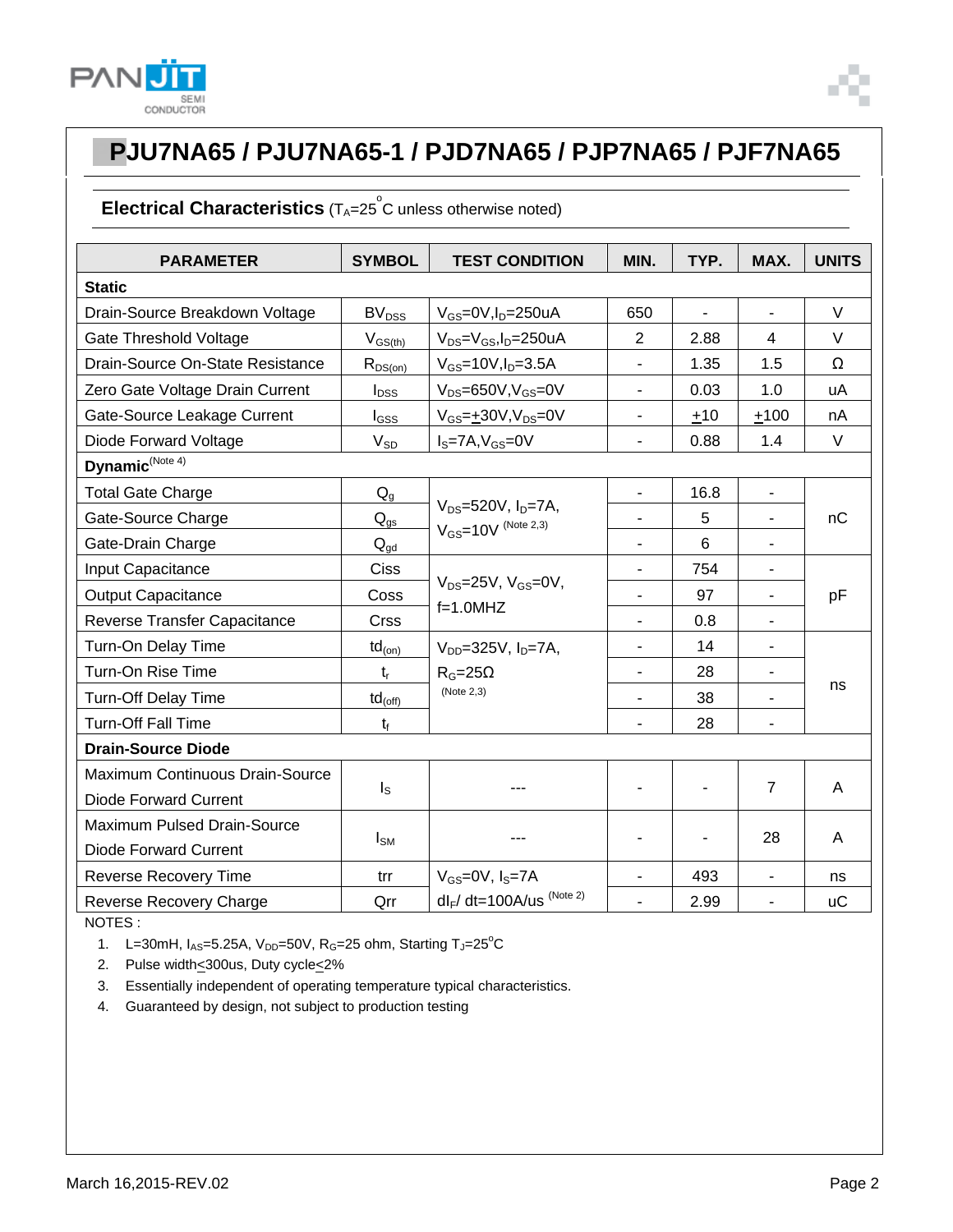# PJU7NA65 / PJU7NA65-1 / PJD7NA65 / PJP7NA65 / PJF7NA65

## Electrical Characteristics ($T_A$=25°C unless otherwise noted)

| PARAMETER | SYMBOL | TEST CONDITION | MIN. | TYP. | MAX. | UNITS |
|---|---|---|---|---|---|---|
| **Static** | | | | | | |
| Drain-Source Breakdown Voltage | $BV_{DSS}$ | $V_{GS}$=0V,$I_D$=250uA | 650 | - | - | V |
| Gate Threshold Voltage | $V_{GS(th)}$ | $V_{DS}$=$V_{GS}$,$I_D$=250uA | 2 | 2.88 | 4 | V |
| Drain-Source On-State Resistance | $R_{DS(on)}$ | $V_{GS}$=10V,$I_D$=3.5A | - | 1.35 | 1.5 | Ω |
| Zero Gate Voltage Drain Current | $I_{DSS}$ | $V_{DS}$=650V,$V_{GS}$=0V | - | 0.03 | 1.0 | uA |
| Gate-Source Leakage Current | $I_{GSS}$ | $V_{GS}$=±30V,$V_{DS}$=0V | - | ±10 | ±100 | nA |
| Diode Forward Voltage | $V_{SD}$ | $I_S$=7A,$V_{GS}$=0V | - | 0.88 | 1.4 | V |
| **Dynamic** (Note 4) | | | | | | |
| Total Gate Charge | $Q_g$ | $V_{DS}$=520V, $I_D$=7A, $V_{GS}$=10V (Note 2,3) | - | 16.8 | - | nC |
| Gate-Source Charge | $Q_{gs}$ | | - | 5 | - | |
| Gate-Drain Charge | $Q_{gd}$ | | - | 6 | - | |
| Input Capacitance | Ciss | $V_{DS}$=25V, $V_{GS}$=0V, f=1.0MHZ | - | 754 | - | pF |
| Output Capacitance | Coss | | - | 97 | - | |
| Reverse Transfer Capacitance | Crss | | - | 0.8 | - | |
| Turn-On Delay Time | $td_{(on)}$ | $V_{DD}$=325V, $I_D$=7A, $R_G$=25Ω (Note 2,3) | - | 14 | - | ns |
| Turn-On Rise Time | $t_r$ | | - | 28 | - | |
| Turn-Off Delay Time | $td_{(off)}$ | | - | 38 | - | |
| Turn-Off Fall Time | $t_f$ | | - | 28 | - | |
| **Drain-Source Diode** | | | | | | |
| Maximum Continuous Drain-Source Diode Forward Current | $I_S$ | --- | - | - | 7 | A |
| Maximum Pulsed Drain-Source Diode Forward Current | $I_{SM}$ | --- | - | - | 28 | A |
| Reverse Recovery Time | trr | $V_{GS}$=0V, $I_S$=7A | - | 493 | - | ns |
| Reverse Recovery Charge | Qrr | $dI_F$/ dt=100A/us (Note 2) | - | 2.99 | - | uC |

NOTES :

1. L=30mH, $I_{AS}$=5.25A, $V_{DD}$=50V, $R_G$=25 ohm, Starting $T_J$=25°C
2. Pulse width≤300us, Duty cycle≤2%
3. Essentially independent of operating temperature typical characteristics.
4. Guaranteed by design, not subject to production testing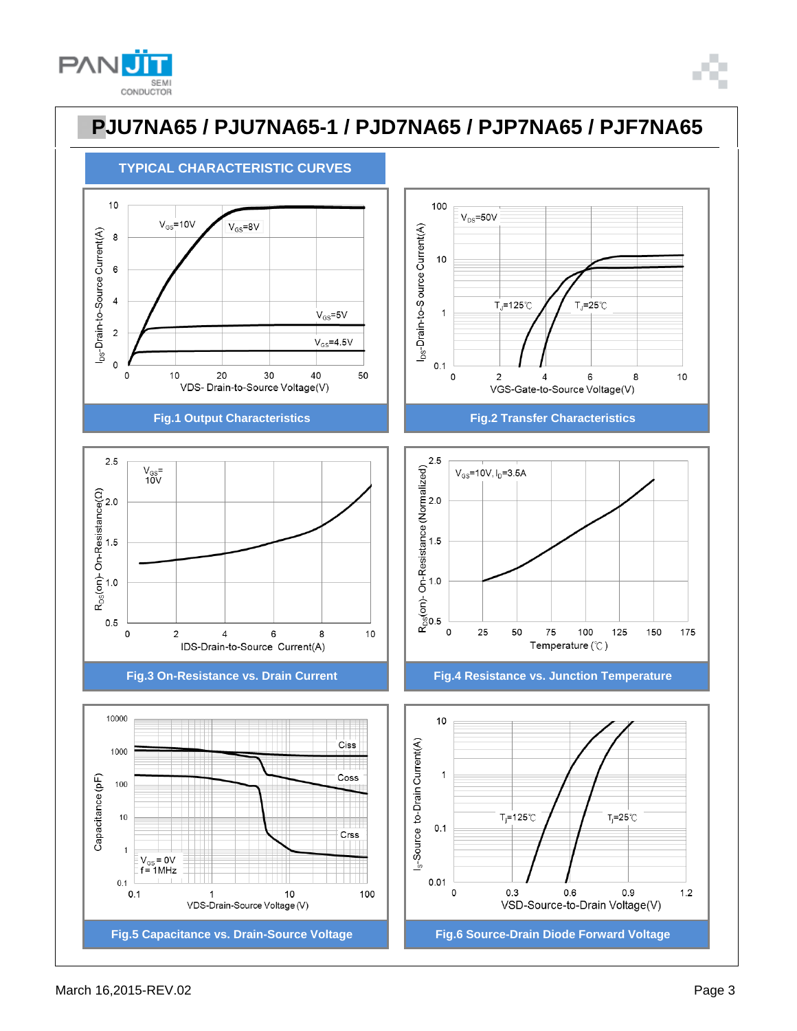# PJU7NA65 / PJU7NA65-1 / PJD7NA65 / PJP7NA65 / PJF7NA65

## TYPICAL CHARACTERISTIC CURVES

Fig.1 Output Characteristics

Fig.2 Transfer Characteristics

Fig.3 On-Resistance vs. Drain Current

Fig.4 Resistance vs. Junction Temperature

Fig.5 Capacitance vs. Drain-Source Voltage

Fig.6 Source-Drain Diode Forward Voltage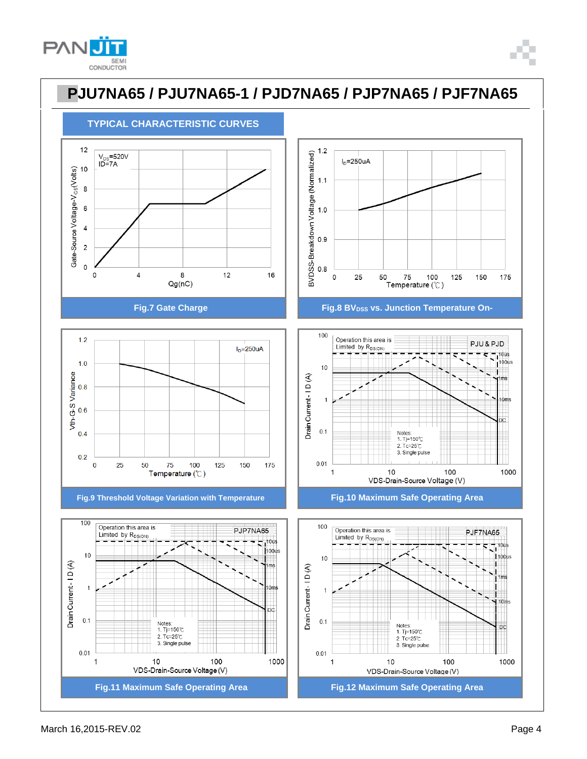# PJU7NA65 / PJU7NA65-1 / PJD7NA65 / PJP7NA65 / PJF7NA65

## TYPICAL CHARACTERISTIC CURVES

Fig.7 Gate Charge

Fig.8 $BV_{DSS}$ vs. Junction Temperature On-

Fig.9 Threshold Voltage Variation with Temperature

Fig.10 Maximum Safe Operating Area

Fig.11 Maximum Safe Operating Area

Fig.12 Maximum Safe Operating Area

March 16,2015-REV.02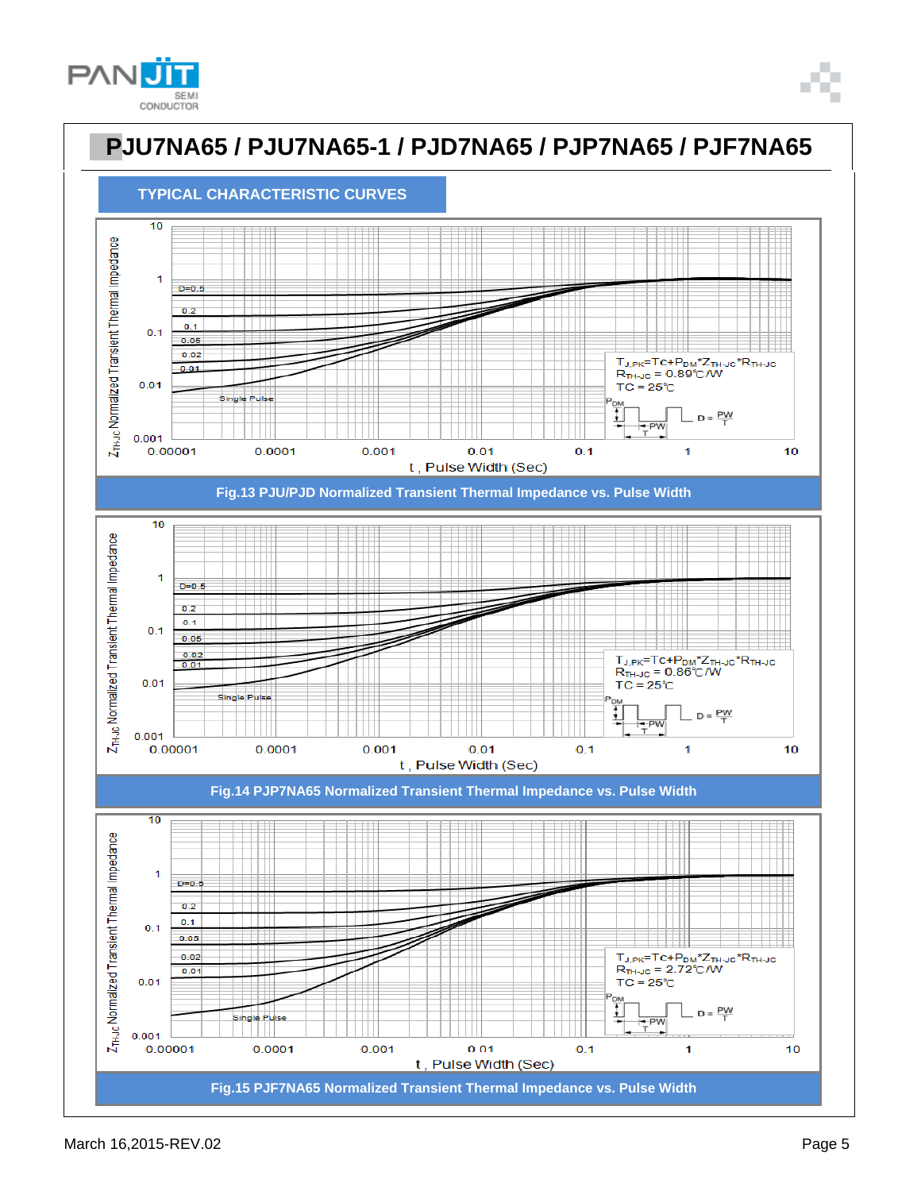# PJU7NA65 / PJU7NA65-1 / PJD7NA65 / PJP7NA65 / PJF7NA65

## TYPICAL CHARACTERISTIC CURVES

$Z_{TH\text{-}JC}$ Normalized Transient Thermal Impedance vs. t, Pulse Width (Sec)

D=0.5, 0.2, 0.1, 0.05, 0.02, 0.01, Single Pulse

$T_{J,PK}=T_C+P_{DM}*Z_{TH\text{-}JC}*R_{TH\text{-}JC}$
$R_{TH\text{-}JC}$ = 0.89°C/W
TC = 25°C
$D = \frac{PW}{T}$

Fig.13 PJU/PJD Normalized Transient Thermal Impedance vs. Pulse Width

$Z_{TH\text{-}JC}$ Normalized Transient Thermal Impedance vs. t, Pulse Width (Sec)

D=0.5, 0.2, 0.1, 0.05, 0.02, 0.01, Single Pulse

$T_{J,PK}=T_C+P_{DM}*Z_{TH\text{-}JC}*R_{TH\text{-}JC}$
$R_{TH\text{-}JC}$ = 0.86°C/W
TC = 25°C
$D = \frac{PW}{T}$

Fig.14 PJP7NA65 Normalized Transient Thermal Impedance vs. Pulse Width

$Z_{TH\text{-}JC}$ Normalized Transient Thermal Impedance vs. t, Pulse Width (Sec)

D=0.5, 0.2, 0.1, 0.05, 0.02, 0.01, Single Pulse

$T_{J,PK}=T_C+P_{DM}*Z_{TH\text{-}JC}*R_{TH\text{-}JC}$
$R_{TH\text{-}JC}$ = 2.72°C/W
TC = 25°C
$D = \frac{PW}{T}$

Fig.15 PJF7NA65 Normalized Transient Thermal Impedance vs. Pulse Width

March 16,2015-REV.02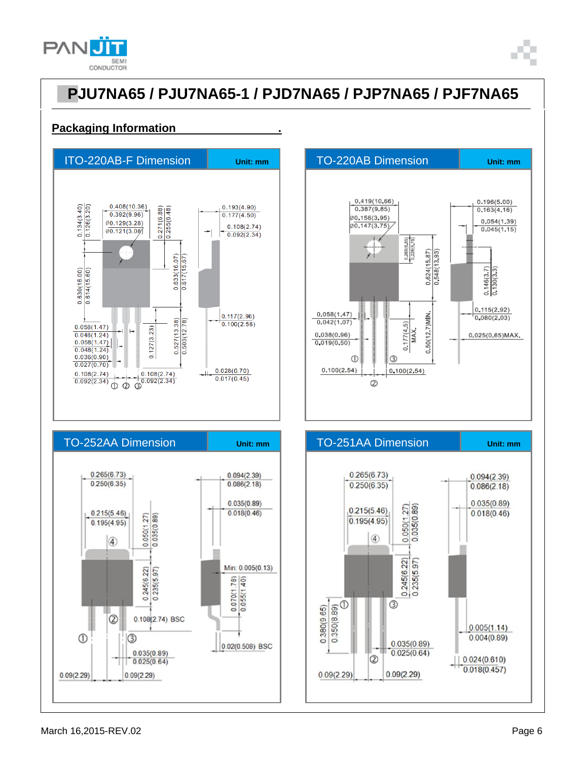# PJU7NA65 / PJU7NA65-1 / PJD7NA65 / PJP7NA65 / PJF7NA65

## Packaging Information

### ITO-220AB-F Dimension

Unit: mm

0.408(10.36)
0.392(9.96)
Ø0.129(3.28)
Ø0.121(3.08)
0.134(3.40)
0.126(3.20)
0.271(6.88)
0.255(6.48)
0.193(4.90)
0.177(4.50)
0.108(2.74)
0.092(2.34)
0.630(16.00)
0.614(15.60)
0.633(16.07)
0.617(15.67)
0.117(2.96)
0.100(2.56)
0.058(1.47)
0.048(1.24)
0.058(1.47)
0.048(1.24)
0.036(0.90)
0.027(0.70)
0.127(3.23)
0.527(13.38)
0.503(12.78)
0.108(2.74)
0.092(2.34)
0.108(2.74)
0.092(2.34)
0.028(0.70)
0.017(0.45)
① ② ③

### TO-220AB Dimension

Unit: mm

0.419(10.66)
0.387(9.85)
Ø0.156(3.95)
Ø0.147(3.75)
0.269(6.85)
0.226(5.75)
0.624(15.87)
0.548(13.93)
0.196(5.00)
0.163(4.16)
0.054(1.39)
0.045(1.15)
0.146(3.7)
0.130(3.3)
0.058(1.47)
0.042(1.07)
0.038(0.96)
0.019(0.50)
0.177(4.5) MAX.
0.50(12.7)MIN.
0.115(2.92)
0.080(2.03)
0.025(0.65)MAX.
0.100(2.54)
0.100(2.54)
① ② ③

### TO-252AA Dimension

Unit: mm

0.265(6.73)
0.250(6.35)
0.215(5.46)
0.195(4.95)
0.050(1.27)
0.035(0.89)
0.094(2.39)
0.086(2.18)
0.035(0.89)
0.018(0.46)
Min: 0.005(0.13)
0.245(6.22)
0.235(5.97)
0.070(1.78)
0.055(1.40)
0.108(2.74) BSC
0.035(0.89)
0.025(0.64)
0.02(0.508) BSC
0.09(2.29)
0.09(2.29)
① ② ③ ④

### TO-251AA Dimension

Unit: mm

0.265(6.73)
0.250(6.35)
0.215(5.46)
0.195(4.95)
0.050(1.27)
0.035(0.89)
0.094(2.39)
0.086(2.18)
0.035(0.89)
0.018(0.46)
0.245(6.22)
0.235(5.97)
0.380(9.65)
0.350(8.89)
0.005(1.14)
0.004(0.89)
0.035(0.89)
0.025(0.64)
0.024(0.610)
0.018(0.457)
0.09(2.29)
0.09(2.29)
① ② ③ ④

March 16,2015-REV.02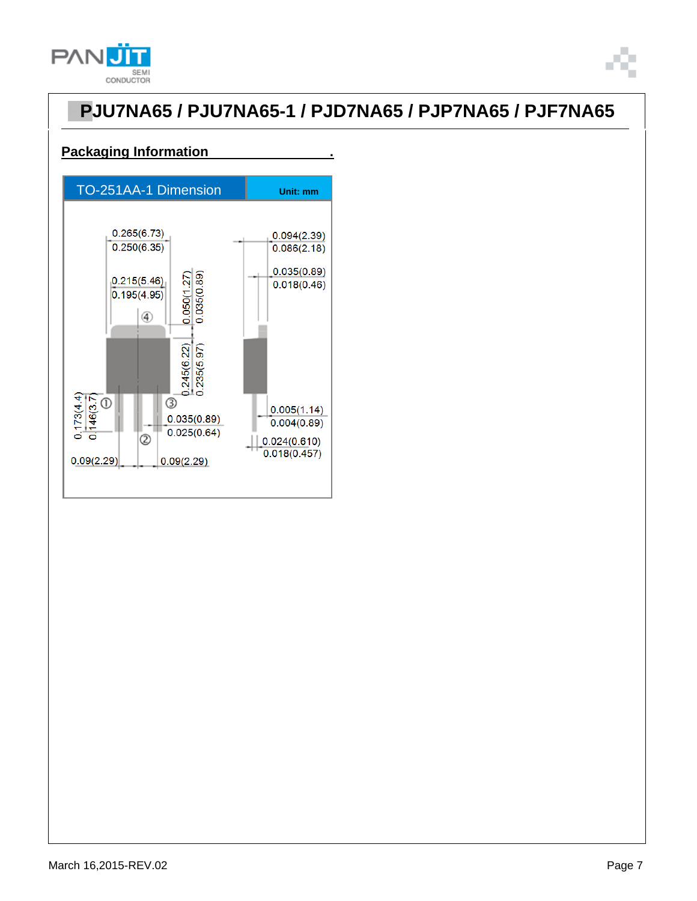## PJU7NA65 / PJU7NA65-1 / PJD7NA65 / PJP7NA65 / PJF7NA65

### Packaging Information

| TO-251AA-1 Dimension | Unit: mm |
|---|---|

0.265(6.73)
0.250(6.35)

0.215(5.46)
0.195(4.95)

0.050(1.27)
0.035(0.89)

0.245(6.22)
0.235(5.97)

0.173(4.4)
0.146(3.7)

0.035(0.89)
0.025(0.64)

0.09(2.29)
0.09(2.29)

0.094(2.39)
0.086(2.18)

0.035(0.89)
0.018(0.46)

0.005(1.14)
0.004(0.89)

0.024(0.610)
0.018(0.457)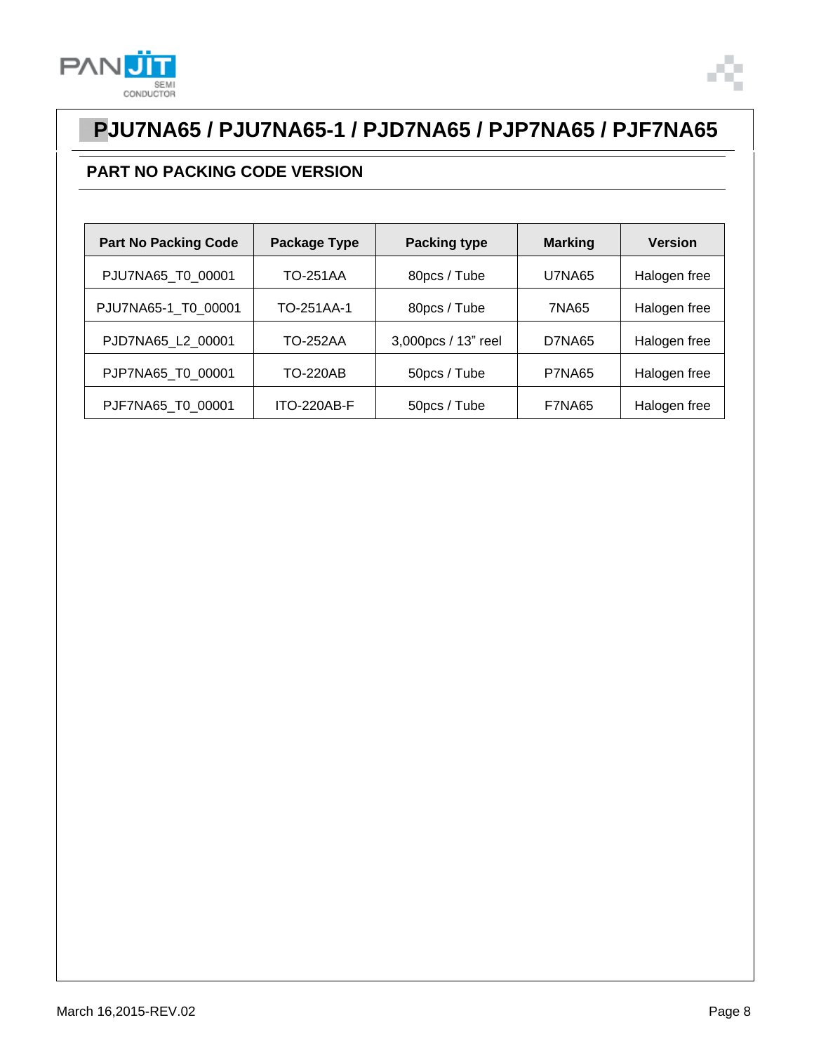# PJU7NA65 / PJU7NA65-1 / PJD7NA65 / PJP7NA65 / PJF7NA65

## PART NO PACKING CODE VERSION

| Part No Packing Code | Package Type | Packing type | Marking | Version |
|---|---|---|---|---|
| PJU7NA65_T0_00001 | TO-251AA | 80pcs / Tube | U7NA65 | Halogen free |
| PJU7NA65-1_T0_00001 | TO-251AA-1 | 80pcs / Tube | 7NA65 | Halogen free |
| PJD7NA65_L2_00001 | TO-252AA | 3,000pcs / 13" reel | D7NA65 | Halogen free |
| PJP7NA65_T0_00001 | TO-220AB | 50pcs / Tube | P7NA65 | Halogen free |
| PJF7NA65_T0_00001 | ITO-220AB-F | 50pcs / Tube | F7NA65 | Halogen free |

March 16,2015-REV.02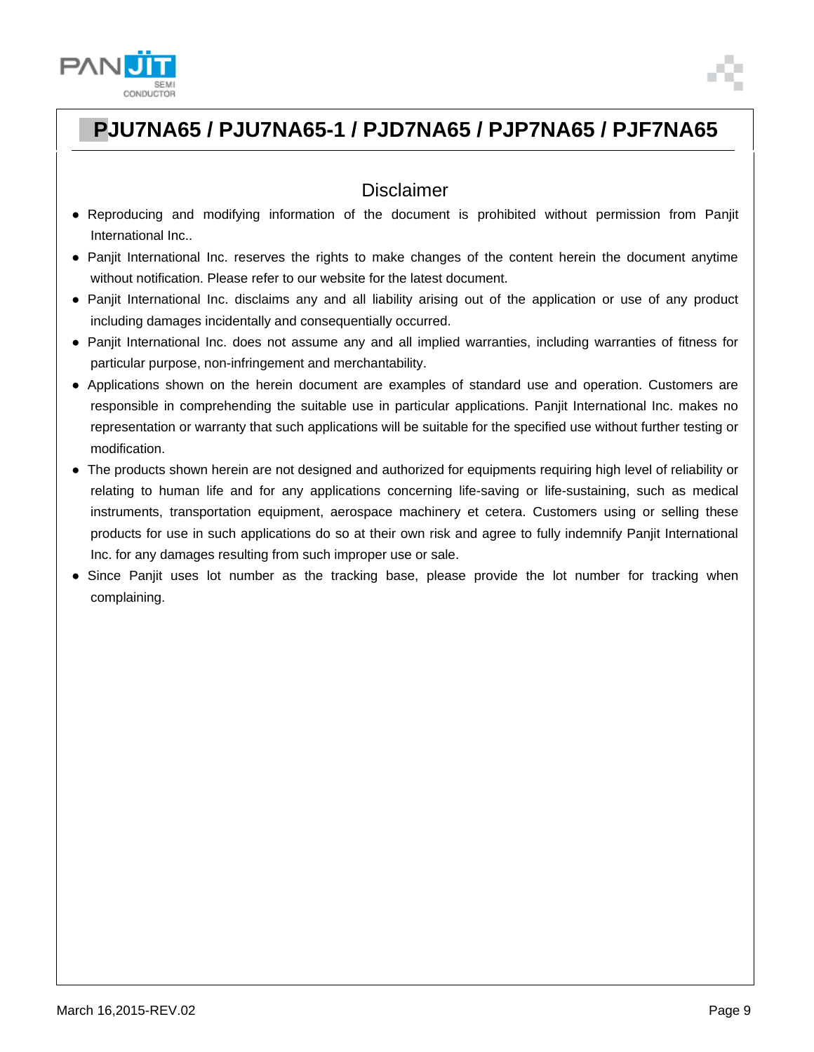## Disclaimer

- Reproducing and modifying information of the document is prohibited without permission from Panjit International Inc..
- Panjit International Inc. reserves the rights to make changes of the content herein the document anytime without notification. Please refer to our website for the latest document.
- Panjit International Inc. disclaims any and all liability arising out of the application or use of any product including damages incidentally and consequentially occurred.
- Panjit International Inc. does not assume any and all implied warranties, including warranties of fitness for particular purpose, non-infringement and merchantability.
- Applications shown on the herein document are examples of standard use and operation. Customers are responsible in comprehending the suitable use in particular applications. Panjit International Inc. makes no representation or warranty that such applications will be suitable for the specified use without further testing or modification.
- The products shown herein are not designed and authorized for equipments requiring high level of reliability or relating to human life and for any applications concerning life-saving or life-sustaining, such as medical instruments, transportation equipment, aerospace machinery et cetera. Customers using or selling these products for use in such applications do so at their own risk and agree to fully indemnify Panjit International Inc. for any damages resulting from such improper use or sale.
- Since Panjit uses lot number as the tracking base, please provide the lot number for tracking when complaining.